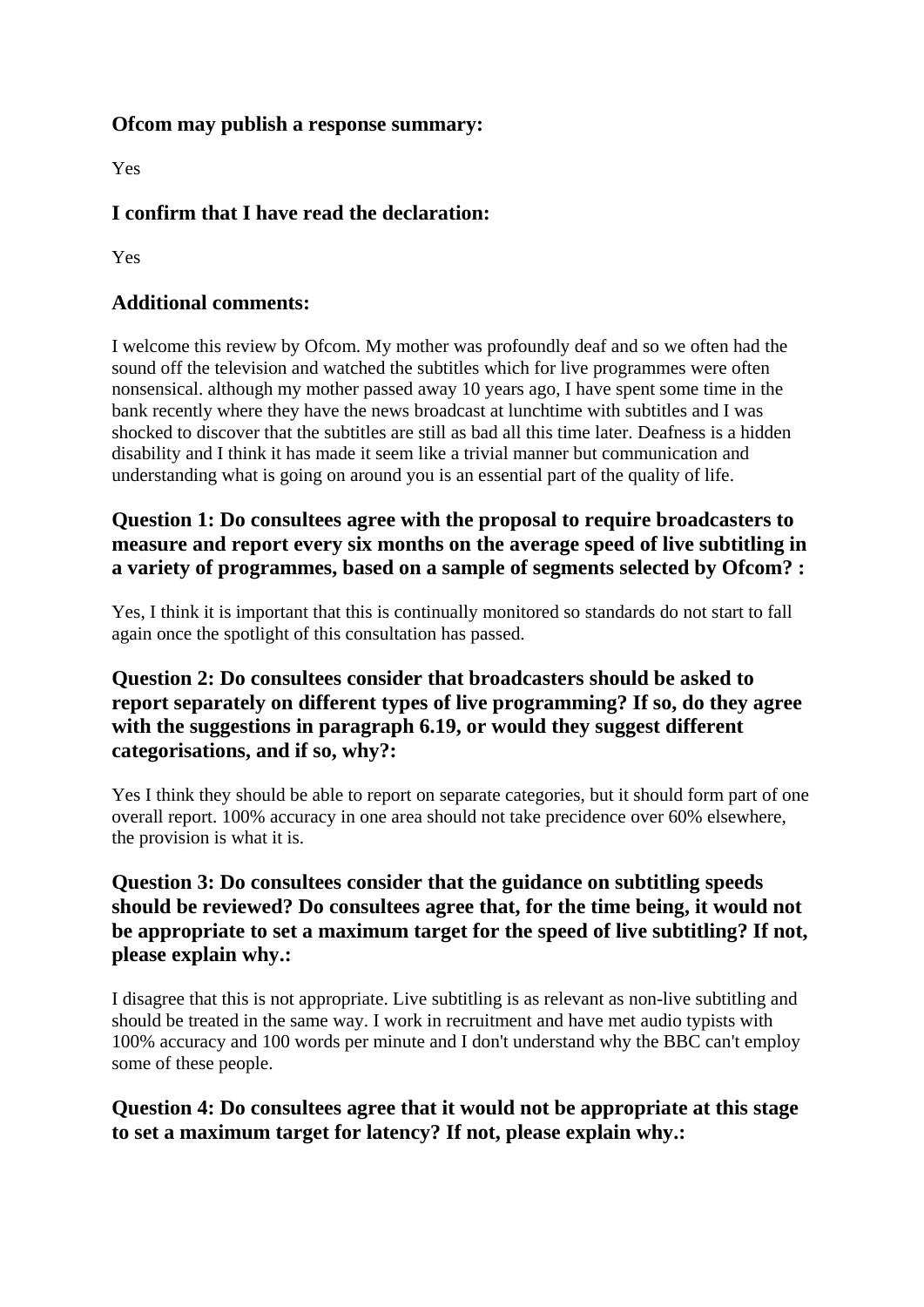## Ofcom may publish a response summary:

Yes

## I confirm that I have read the declaration:

Yes

## Additional comments:

I welcome this review by Ofcom. My mother was profoundly deaf and so we often had the sound off the television and watched the subtitles which for live programmes were often nonsensical. although my mother passed away 10 years ago, I have spent some time in the bank recently where they have the news broadcast at lunchtime with subtitles and I was shocked to discover that the subtitles are still as bad all this time later. Deafness is a hidden disability and I think it has made it seem like a trivial manner but communication and understanding what is going on around you is an essential part of the quality of life.

## Question 1: Do consultees agree with the proposal to require broadcasters to measure and report every six months on the average speed of live subtitling in a variety of programmes, based on a sample of segments selected by Ofcom? :

Yes, I think it is important that this is continually monitored so standards do not start to fall again once the spotlight of this consultation has passed.

## Question 2: Do consultees consider that broadcasters should be asked to report separately on different types of live programming? If so, do they agree with the suggestions in paragraph 6.19, or would they suggest different categorisations, and if so, why?:

Yes I think they should be able to report on separate categories, but it should form part of one overall report. 100% accuracy in one area should not take precidence over 60% elsewhere, the provision is what it is.

## Question 3: Do consultees consider that the guidance on subtitling speeds should be reviewed? Do consultees agree that, for the time being, it would not be appropriate to set a maximum target for the speed of live subtitling? If not, please explain why.:

I disagree that this is not appropriate. Live subtitling is as relevant as non-live subtitling and should be treated in the same way. I work in recruitment and have met audio typists with 100% accuracy and 100 words per minute and I don't understand why the BBC can't employ some of these people.

## Question 4: Do consultees agree that it would not be appropriate at this stage to set a maximum target for latency? If not, please explain why.: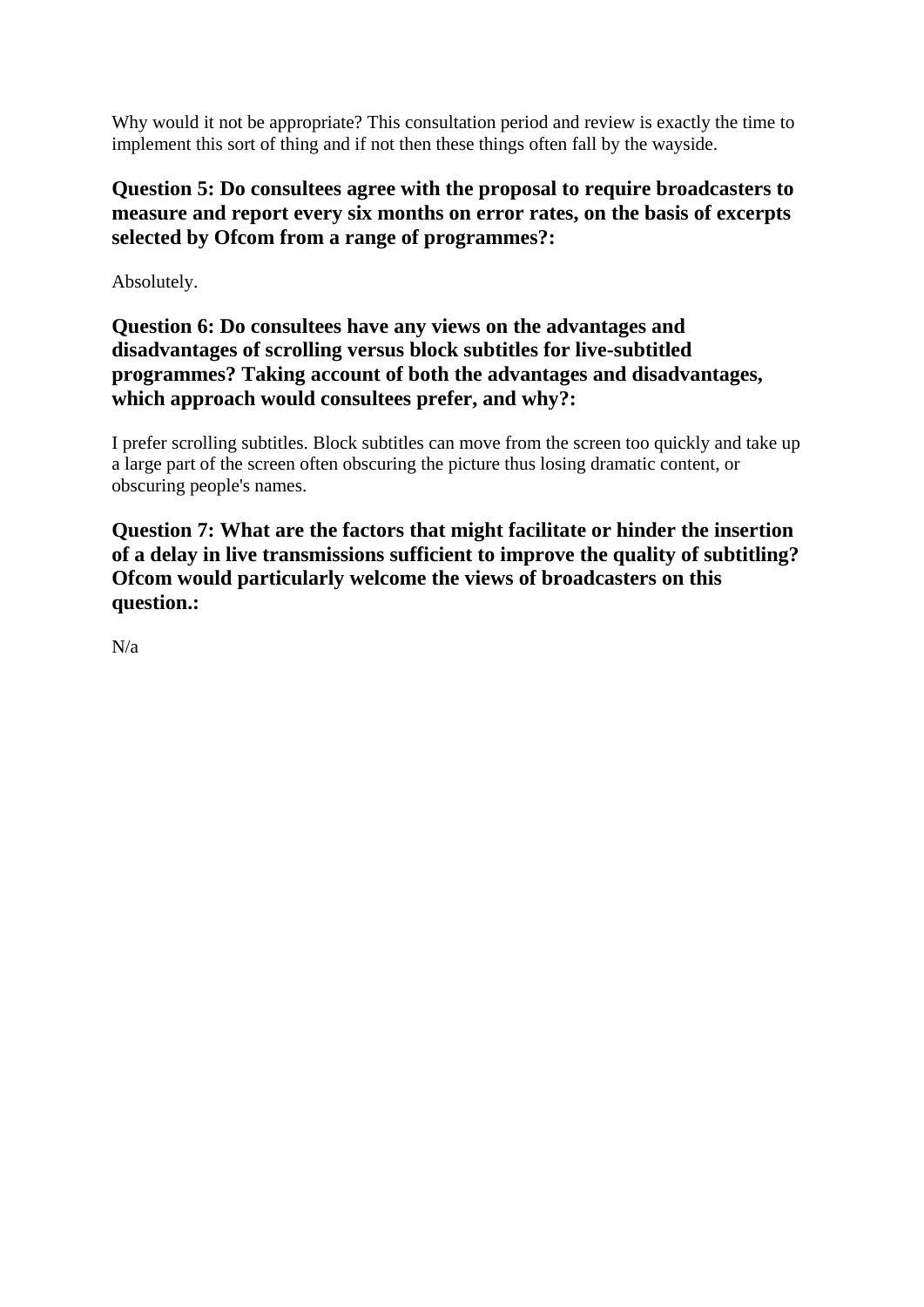Why would it not be appropriate? This consultation period and review is exactly the time to implement this sort of thing and if not then these things often fall by the wayside.

**Question 5: Do consultees agree with the proposal to require broadcasters to measure and report every six months on error rates, on the basis of excerpts selected by Ofcom from a range of programmes?:**

Absolutely.

**Question 6: Do consultees have any views on the advantages and disadvantages of scrolling versus block subtitles for live-subtitled programmes? Taking account of both the advantages and disadvantages, which approach would consultees prefer, and why?:**

I prefer scrolling subtitles. Block subtitles can move from the screen too quickly and take up a large part of the screen often obscuring the picture thus losing dramatic content, or obscuring people's names.

**Question 7: What are the factors that might facilitate or hinder the insertion of a delay in live transmissions sufficient to improve the quality of subtitling? Ofcom would particularly welcome the views of broadcasters on this question.:**

N/a